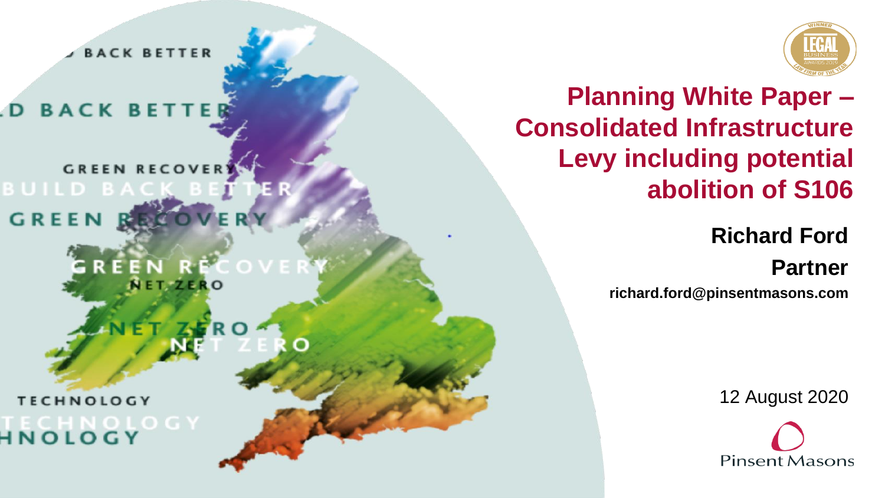# Planning White Paper – Consolidated Infrastructure Levy including potential abolition of S106

**Richard Ford**

**Partner**

**richard.ford@pinsentmasons.com**

12 August 2020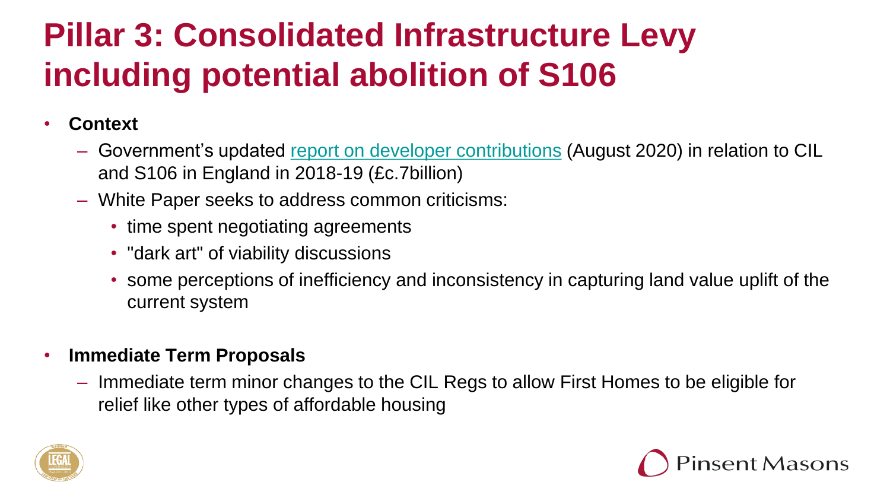# Pillar 3: Consolidated Infrastructure Levy including potential abolition of S106

- **Context**
  - Government's updated report on developer contributions (August 2020) in relation to CIL and S106 in England in 2018-19 (£c.7billion)
  - White Paper seeks to address common criticisms:
    - time spent negotiating agreements
    - "dark art" of viability discussions
    - some perceptions of inefficiency and inconsistency in capturing land value uplift of the current system
- **Immediate Term Proposals**
  - Immediate term minor changes to the CIL Regs to allow First Homes to be eligible for relief like other types of affordable housing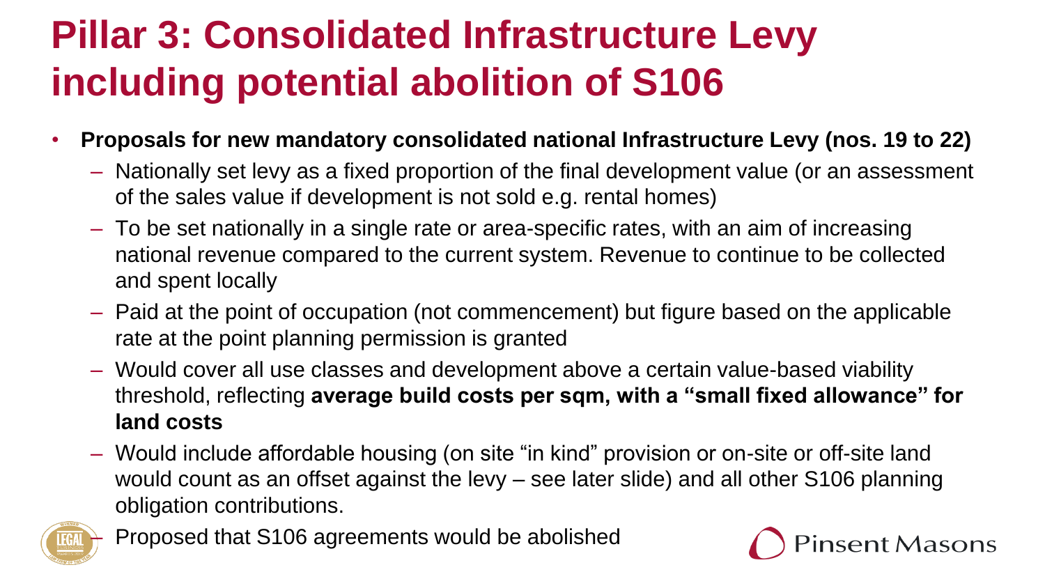# Pillar 3: Consolidated Infrastructure Levy including potential abolition of S106

- **Proposals for new mandatory consolidated national Infrastructure Levy (nos. 19 to 22)**
  - Nationally set levy as a fixed proportion of the final development value (or an assessment of the sales value if development is not sold e.g. rental homes)
  - To be set nationally in a single rate or area-specific rates, with an aim of increasing national revenue compared to the current system. Revenue to continue to be collected and spent locally
  - Paid at the point of occupation (not commencement) but figure based on the applicable rate at the point planning permission is granted
  - Would cover all use classes and development above a certain value-based viability threshold, reflecting **average build costs per sqm, with a "small fixed allowance" for land costs**
  - Would include affordable housing (on site "in kind" provision or on-site or off-site land would count as an offset against the levy – see later slide) and all other S106 planning obligation contributions.
  - Proposed that S106 agreements would be abolished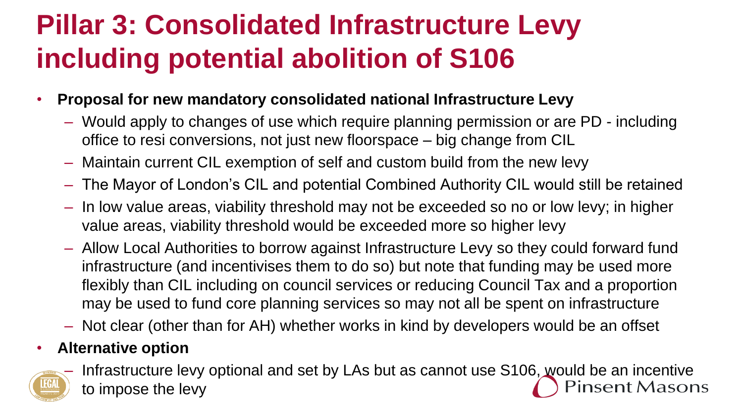# Pillar 3: Consolidated Infrastructure Levy including potential abolition of S106

- **Proposal for new mandatory consolidated national Infrastructure Levy**
  - Would apply to changes of use which require planning permission or are PD - including office to resi conversions, not just new floorspace – big change from CIL
  - Maintain current CIL exemption of self and custom build from the new levy
  - The Mayor of London's CIL and potential Combined Authority CIL would still be retained
  - In low value areas, viability threshold may not be exceeded so no or low levy; in higher value areas, viability threshold would be exceeded more so higher levy
  - Allow Local Authorities to borrow against Infrastructure Levy so they could forward fund infrastructure (and incentivises them to do so) but note that funding may be used more flexibly than CIL including on council services or reducing Council Tax and a proportion may be used to fund core planning services so may not all be spent on infrastructure
  - Not clear (other than for AH) whether works in kind by developers would be an offset
- **Alternative option**
  - Infrastructure levy optional and set by LAs but as cannot use S106, would be an incentive to impose the levy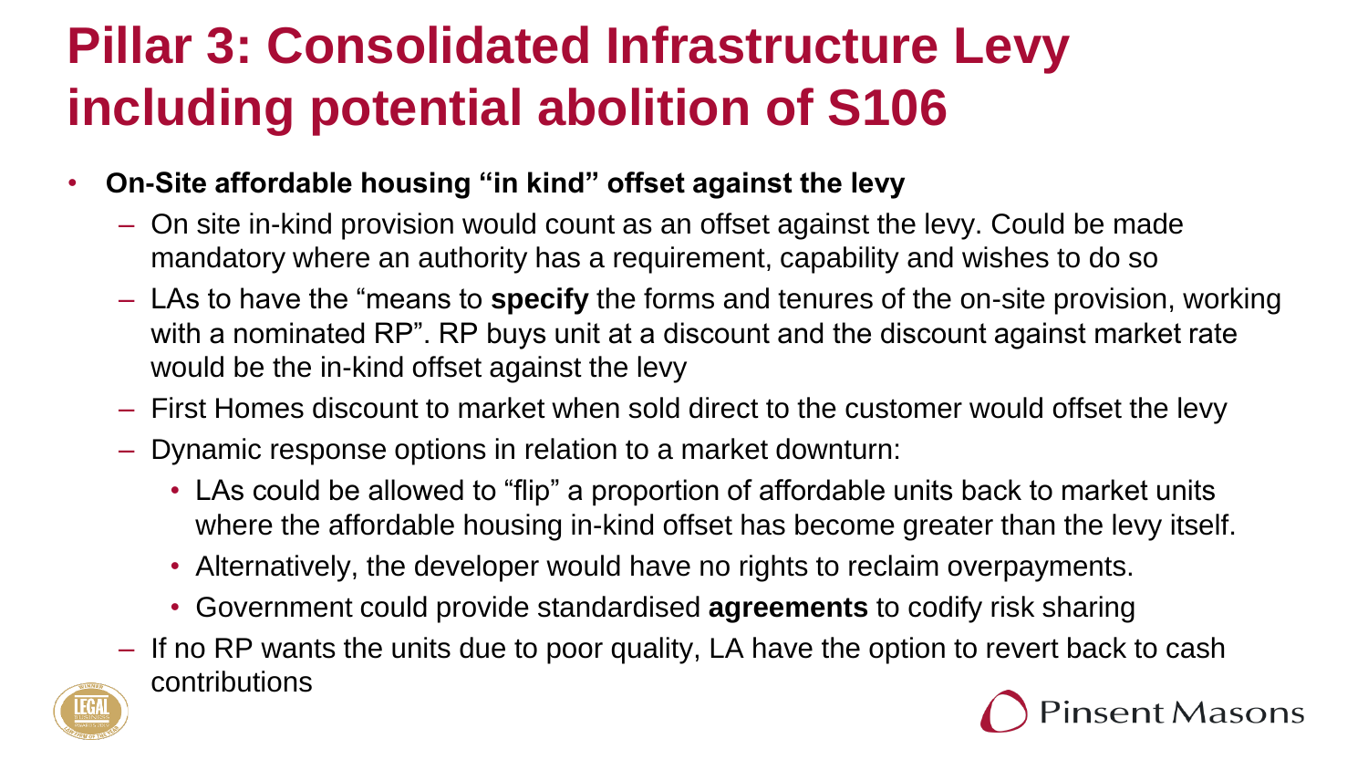# Pillar 3: Consolidated Infrastructure Levy including potential abolition of S106

- **On-Site affordable housing "in kind" offset against the levy**
  - On site in-kind provision would count as an offset against the levy. Could be made mandatory where an authority has a requirement, capability and wishes to do so
  - LAs to have the "means to **specify** the forms and tenures of the on-site provision, working with a nominated RP". RP buys unit at a discount and the discount against market rate would be the in-kind offset against the levy
  - First Homes discount to market when sold direct to the customer would offset the levy
  - Dynamic response options in relation to a market downturn:
    - LAs could be allowed to "flip" a proportion of affordable units back to market units where the affordable housing in-kind offset has become greater than the levy itself.
    - Alternatively, the developer would have no rights to reclaim overpayments.
    - Government could provide standardised **agreements** to codify risk sharing
  - If no RP wants the units due to poor quality, LA have the option to revert back to cash contributions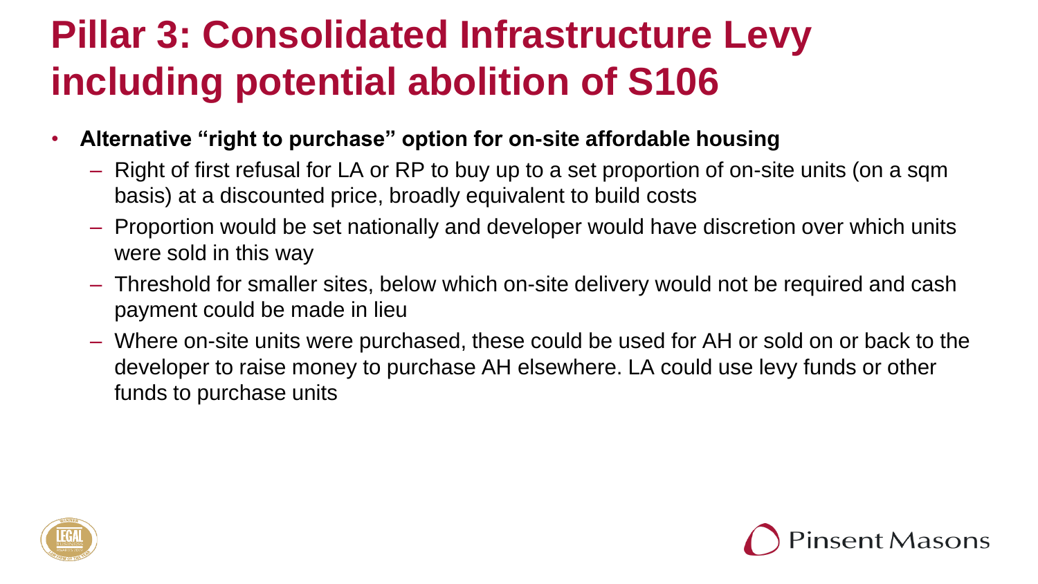# Pillar 3: Consolidated Infrastructure Levy including potential abolition of S106

- **Alternative "right to purchase" option for on-site affordable housing**
  - Right of first refusal for LA or RP to buy up to a set proportion of on-site units (on a sqm basis) at a discounted price, broadly equivalent to build costs
  - Proportion would be set nationally and developer would have discretion over which units were sold in this way
  - Threshold for smaller sites, below which on-site delivery would not be required and cash payment could be made in lieu
  - Where on-site units were purchased, these could be used for AH or sold on or back to the developer to raise money to purchase AH elsewhere. LA could use levy funds or other funds to purchase units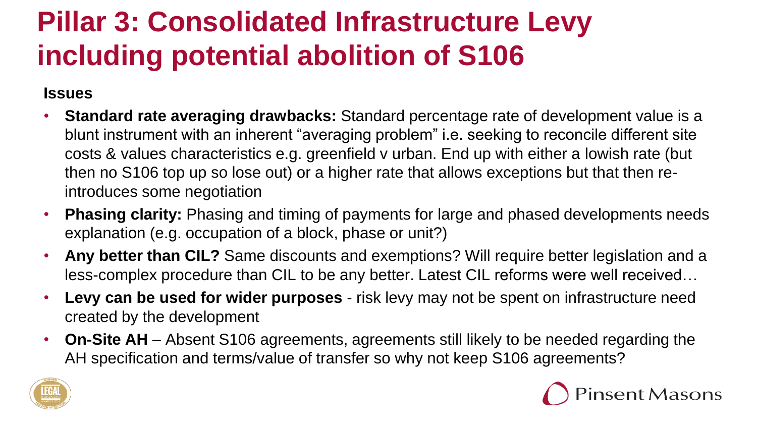# Pillar 3: Consolidated Infrastructure Levy including potential abolition of S106

**Issues**

- **Standard rate averaging drawbacks:** Standard percentage rate of development value is a blunt instrument with an inherent "averaging problem" i.e. seeking to reconcile different site costs & values characteristics e.g. greenfield v urban. End up with either a lowish rate (but then no S106 top up so lose out) or a higher rate that allows exceptions but that then re-introduces some negotiation
- **Phasing clarity:** Phasing and timing of payments for large and phased developments needs explanation (e.g. occupation of a block, phase or unit?)
- **Any better than CIL?** Same discounts and exemptions? Will require better legislation and a less-complex procedure than CIL to be any better. Latest CIL reforms were well received…
- **Levy can be used for wider purposes** - risk levy may not be spent on infrastructure need created by the development
- **On-Site AH** – Absent S106 agreements, agreements still likely to be needed regarding the AH specification and terms/value of transfer so why not keep S106 agreements?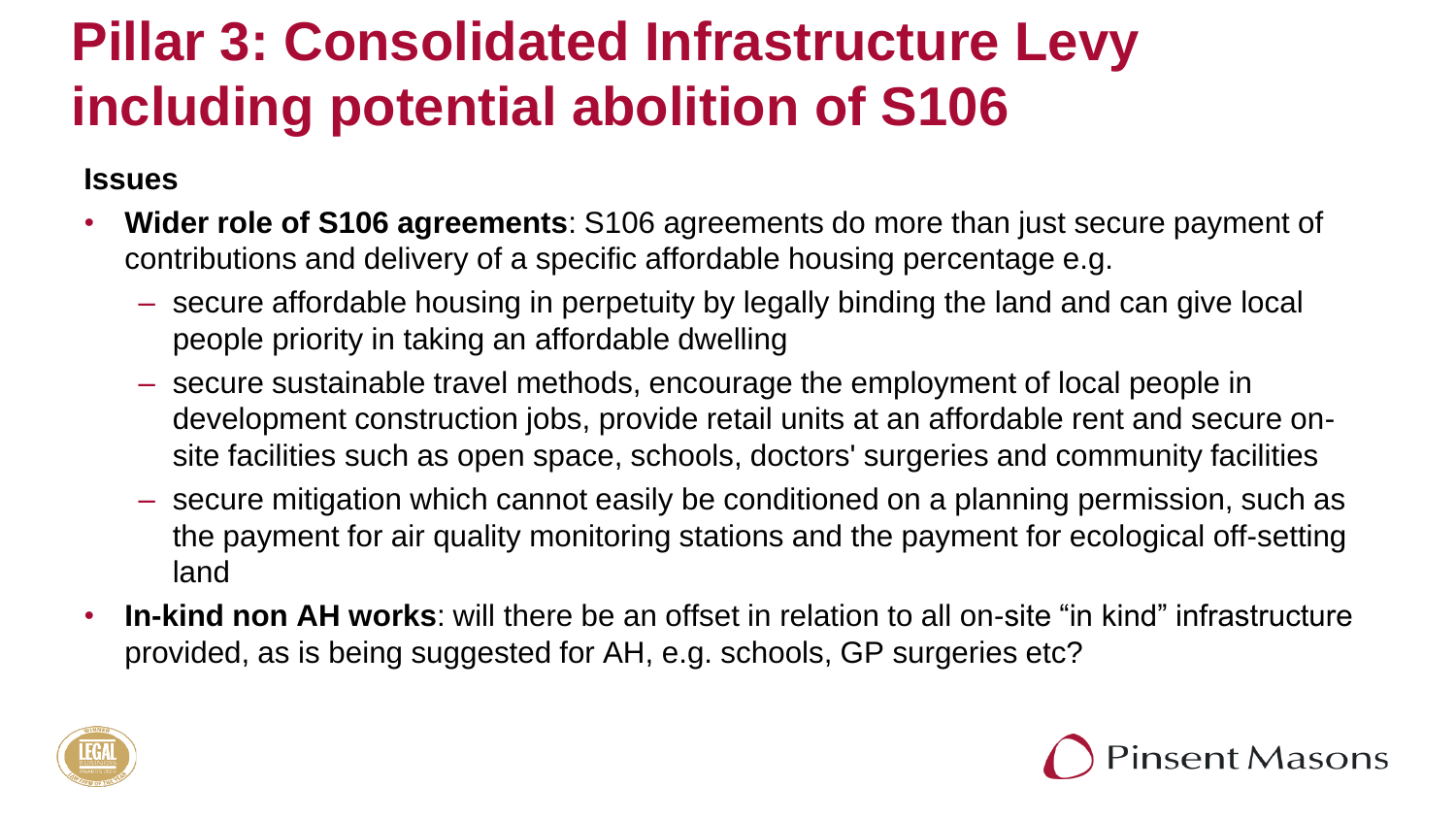# Pillar 3: Consolidated Infrastructure Levy including potential abolition of S106

**Issues**

- **Wider role of S106 agreements**: S106 agreements do more than just secure payment of contributions and delivery of a specific affordable housing percentage e.g.
  - secure affordable housing in perpetuity by legally binding the land and can give local people priority in taking an affordable dwelling
  - secure sustainable travel methods, encourage the employment of local people in development construction jobs, provide retail units at an affordable rent and secure on-site facilities such as open space, schools, doctors' surgeries and community facilities
  - secure mitigation which cannot easily be conditioned on a planning permission, such as the payment for air quality monitoring stations and the payment for ecological off-setting land
- **In-kind non AH works**: will there be an offset in relation to all on-site "in kind" infrastructure provided, as is being suggested for AH, e.g. schools, GP surgeries etc?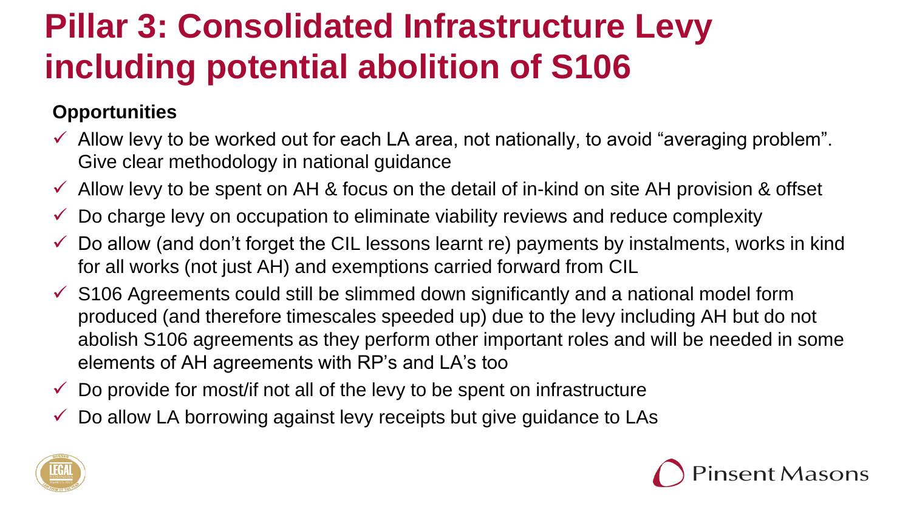# Pillar 3: Consolidated Infrastructure Levy including potential abolition of S106

**Opportunities**

- ✓ Allow levy to be worked out for each LA area, not nationally, to avoid "averaging problem". Give clear methodology in national guidance
- ✓ Allow levy to be spent on AH & focus on the detail of in-kind on site AH provision & offset
- ✓ Do charge levy on occupation to eliminate viability reviews and reduce complexity
- ✓ Do allow (and don't forget the CIL lessons learnt re) payments by instalments, works in kind for all works (not just AH) and exemptions carried forward from CIL
- ✓ S106 Agreements could still be slimmed down significantly and a national model form produced (and therefore timescales speeded up) due to the levy including AH but do not abolish S106 agreements as they perform other important roles and will be needed in some elements of AH agreements with RP's and LA's too
- ✓ Do provide for most/if not all of the levy to be spent on infrastructure
- ✓ Do allow LA borrowing against levy receipts but give guidance to LAs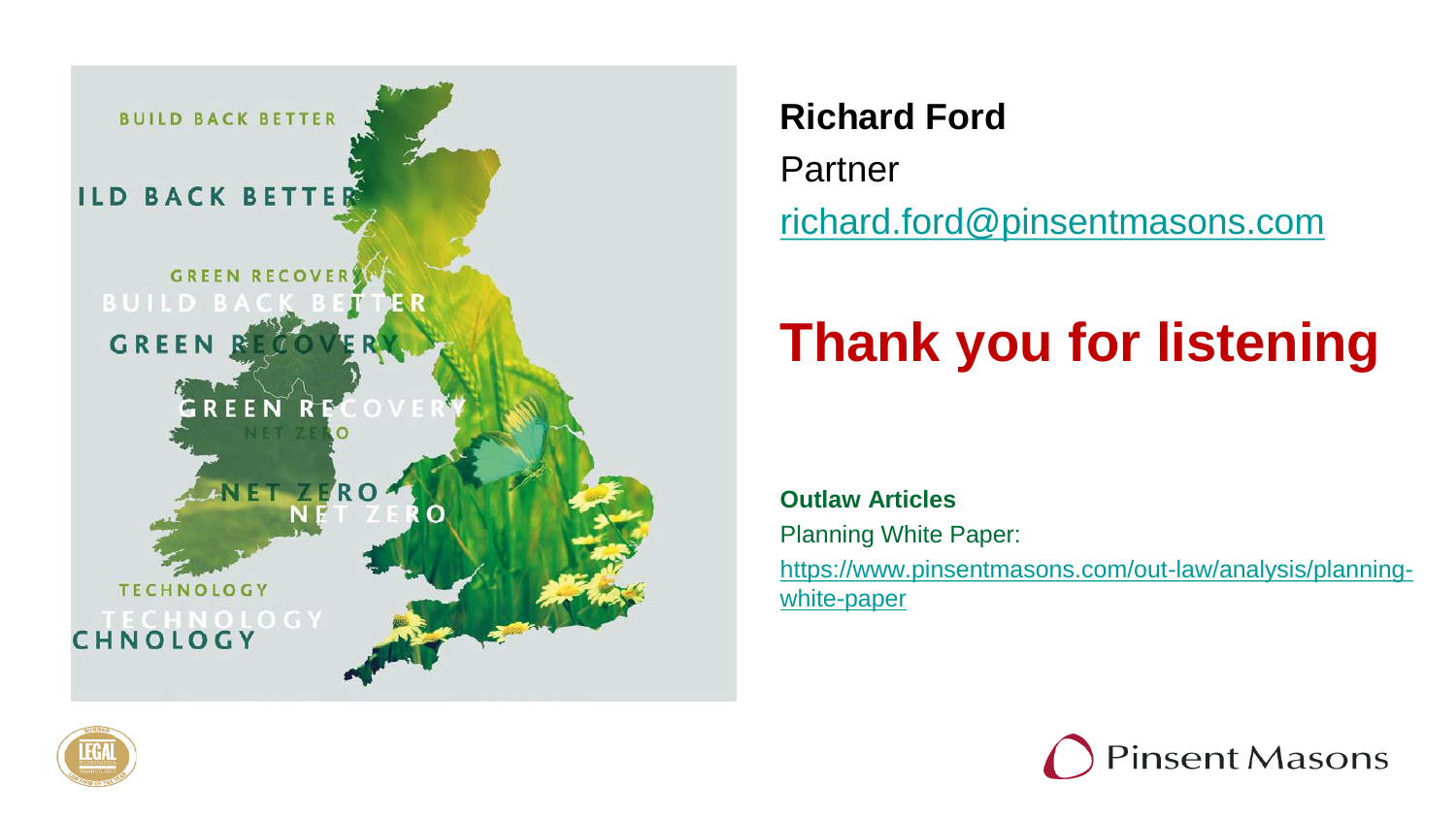**Richard Ford**

Partner

richard.ford@pinsentmasons.com

# Thank you for listening

**Outlaw Articles**

Planning White Paper:

https://www.pinsentmasons.com/out-law/analysis/planning-white-paper